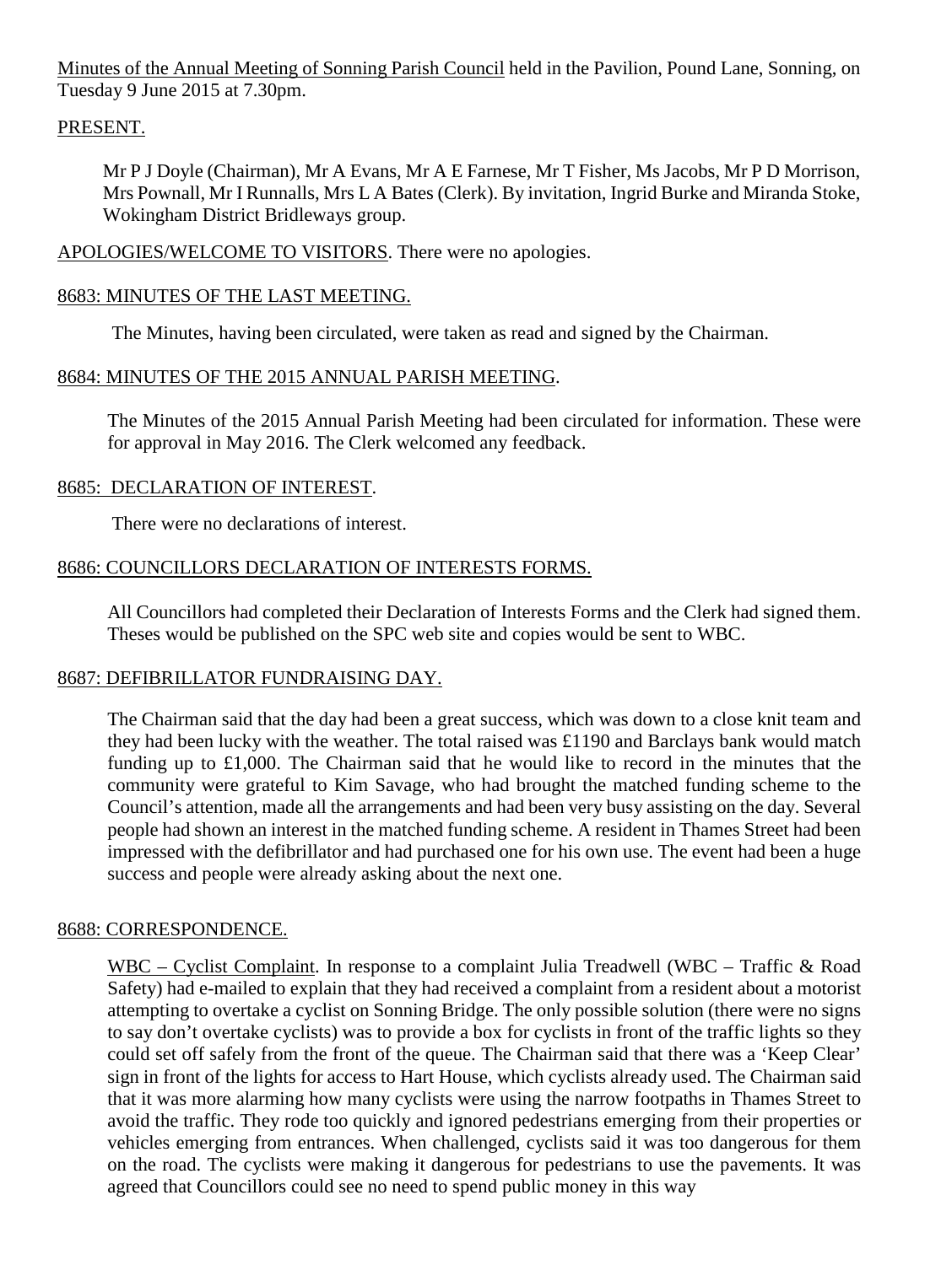Minutes of the Annual Meeting of Sonning Parish Council held in the Pavilion, Pound Lane, Sonning, on Tuesday 9 June 2015 at 7.30pm.

## PRESENT.

Mr P J Doyle (Chairman), Mr A Evans, Mr A E Farnese, Mr T Fisher, Ms Jacobs, Mr P D Morrison, Mrs Pownall, Mr I Runnalls, Mrs L A Bates (Clerk). By invitation, Ingrid Burke and Miranda Stoke, Wokingham District Bridleways group.

APOLOGIES/WELCOME TO VISITORS. There were no apologies.

## 8683: MINUTES OF THE LAST MEETING.

The Minutes, having been circulated, were taken as read and signed by the Chairman.

## 8684: MINUTES OF THE 2015 ANNUAL PARISH MEETING.

The Minutes of the 2015 Annual Parish Meeting had been circulated for information. These were for approval in May 2016. The Clerk welcomed any feedback.

## 8685: DECLARATION OF INTEREST.

There were no declarations of interest.

## 8686: COUNCILLORS DECLARATION OF INTERESTS FORMS.

All Councillors had completed their Declaration of Interests Forms and the Clerk had signed them. Theses would be published on the SPC web site and copies would be sent to WBC.

## 8687: DEFIBRILLATOR FUNDRAISING DAY.

The Chairman said that the day had been a great success, which was down to a close knit team and they had been lucky with the weather. The total raised was £1190 and Barclays bank would match funding up to £1,000. The Chairman said that he would like to record in the minutes that the community were grateful to Kim Savage, who had brought the matched funding scheme to the Council's attention, made all the arrangements and had been very busy assisting on the day. Several people had shown an interest in the matched funding scheme. A resident in Thames Street had been impressed with the defibrillator and had purchased one for his own use. The event had been a huge success and people were already asking about the next one.

## 8688: CORRESPONDENCE.

WBC – Cyclist Complaint. In response to a complaint Julia Treadwell (WBC – Traffic & Road Safety) had e-mailed to explain that they had received a complaint from a resident about a motorist attempting to overtake a cyclist on Sonning Bridge. The only possible solution (there were no signs to say don't overtake cyclists) was to provide a box for cyclists in front of the traffic lights so they could set off safely from the front of the queue. The Chairman said that there was a 'Keep Clear' sign in front of the lights for access to Hart House, which cyclists already used. The Chairman said that it was more alarming how many cyclists were using the narrow footpaths in Thames Street to avoid the traffic. They rode too quickly and ignored pedestrians emerging from their properties or vehicles emerging from entrances. When challenged, cyclists said it was too dangerous for them on the road. The cyclists were making it dangerous for pedestrians to use the pavements. It was agreed that Councillors could see no need to spend public money in this way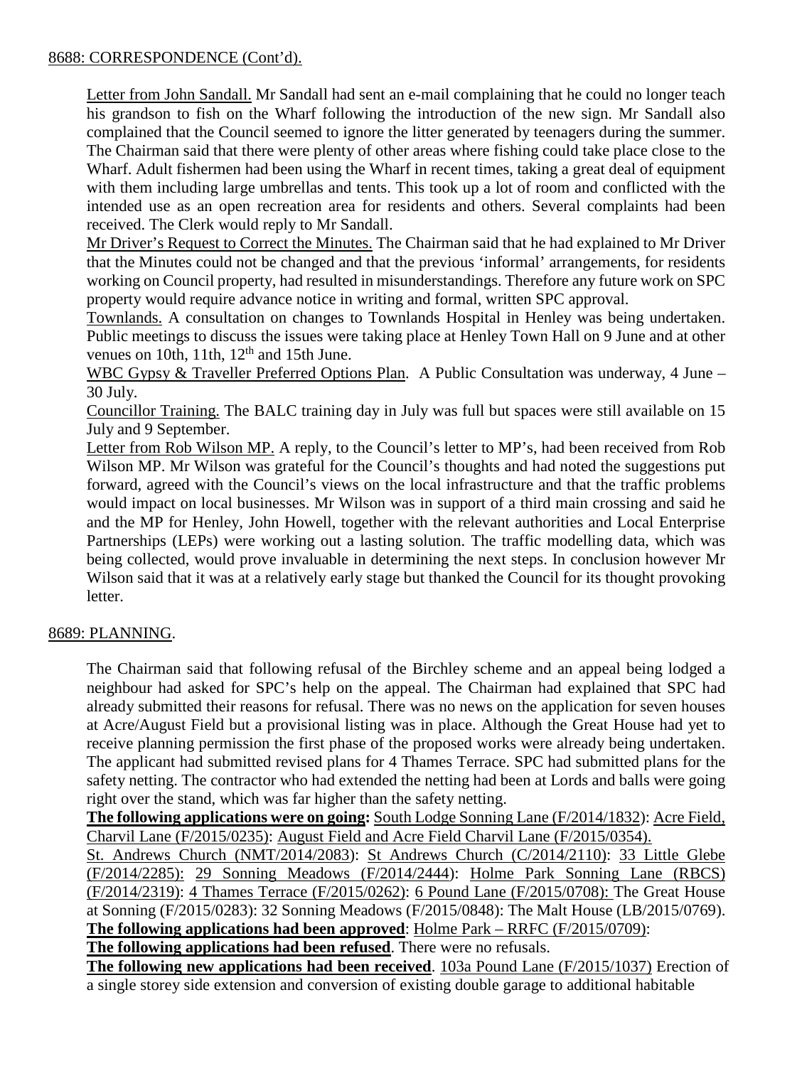8688: CORRESPONDENCE (Cont'd).

Letter from John Sandall. Mr Sandall had sent an e-mail complaining that he could no longer teach his grandson to fish on the Wharf following the introduction of the new sign. Mr Sandall also complained that the Council seemed to ignore the litter generated by teenagers during the summer. The Chairman said that there were plenty of other areas where fishing could take place close to the Wharf. Adult fishermen had been using the Wharf in recent times, taking a great deal of equipment with them including large umbrellas and tents. This took up a lot of room and conflicted with the intended use as an open recreation area for residents and others. Several complaints had been received. The Clerk would reply to Mr Sandall.

Mr Driver's Request to Correct the Minutes. The Chairman said that he had explained to Mr Driver that the Minutes could not be changed and that the previous 'informal' arrangements, for residents working on Council property, had resulted in misunderstandings. Therefore any future work on SPC property would require advance notice in writing and formal, written SPC approval.

Townlands. A consultation on changes to Townlands Hospital in Henley was being undertaken. Public meetings to discuss the issues were taking place at Henley Town Hall on 9 June and at other venues on 10th, 11th, 12th and 15th June.

WBC Gypsy & Traveller Preferred Options Plan. A Public Consultation was underway, 4 June – 30 July.

Councillor Training. The BALC training day in July was full but spaces were still available on 15 July and 9 September.

Letter from Rob Wilson MP. A reply, to the Council's letter to MP's, had been received from Rob Wilson MP. Mr Wilson was grateful for the Council's thoughts and had noted the suggestions put forward, agreed with the Council's views on the local infrastructure and that the traffic problems would impact on local businesses. Mr Wilson was in support of a third main crossing and said he and the MP for Henley, John Howell, together with the relevant authorities and Local Enterprise Partnerships (LEPs) were working out a lasting solution. The traffic modelling data, which was being collected, would prove invaluable in determining the next steps. In conclusion however Mr Wilson said that it was at a relatively early stage but thanked the Council for its thought provoking letter.

8689: PLANNING.

The Chairman said that following refusal of the Birchley scheme and an appeal being lodged a neighbour had asked for SPC's help on the appeal. The Chairman had explained that SPC had already submitted their reasons for refusal. There was no news on the application for seven houses at Acre/August Field but a provisional listing was in place. Although the Great House had yet to receive planning permission the first phase of the proposed works were already being undertaken. The applicant had submitted revised plans for 4 Thames Terrace. SPC had submitted plans for the safety netting. The contractor who had extended the netting had been at Lords and balls were going right over the stand, which was far higher than the safety netting.

**The following applications were on going:** South Lodge Sonning Lane (F/2014/1832): Acre Field, Charvil Lane (F/2015/0235): August Field and Acre Field Charvil Lane (F/2015/0354). St. Andrews Church (NMT/2014/2083): St Andrews Church (C/2014/2110): 33 Little Glebe (F/2014/2285): 29 Sonning Meadows (F/2014/2444): Holme Park Sonning Lane (RBCS) (F/2014/2319): 4 Thames Terrace (F/2015/0262): 6 Pound Lane (F/2015/0708): The Great House at Sonning (F/2015/0283): 32 Sonning Meadows (F/2015/0848): The Malt House (LB/2015/0769).

**The following applications had been approved**: Holme Park – RRFC (F/2015/0709):

**The following applications had been refused**. There were no refusals.

**The following new applications had been received**. 103a Pound Lane (F/2015/1037) Erection of a single storey side extension and conversion of existing double garage to additional habitable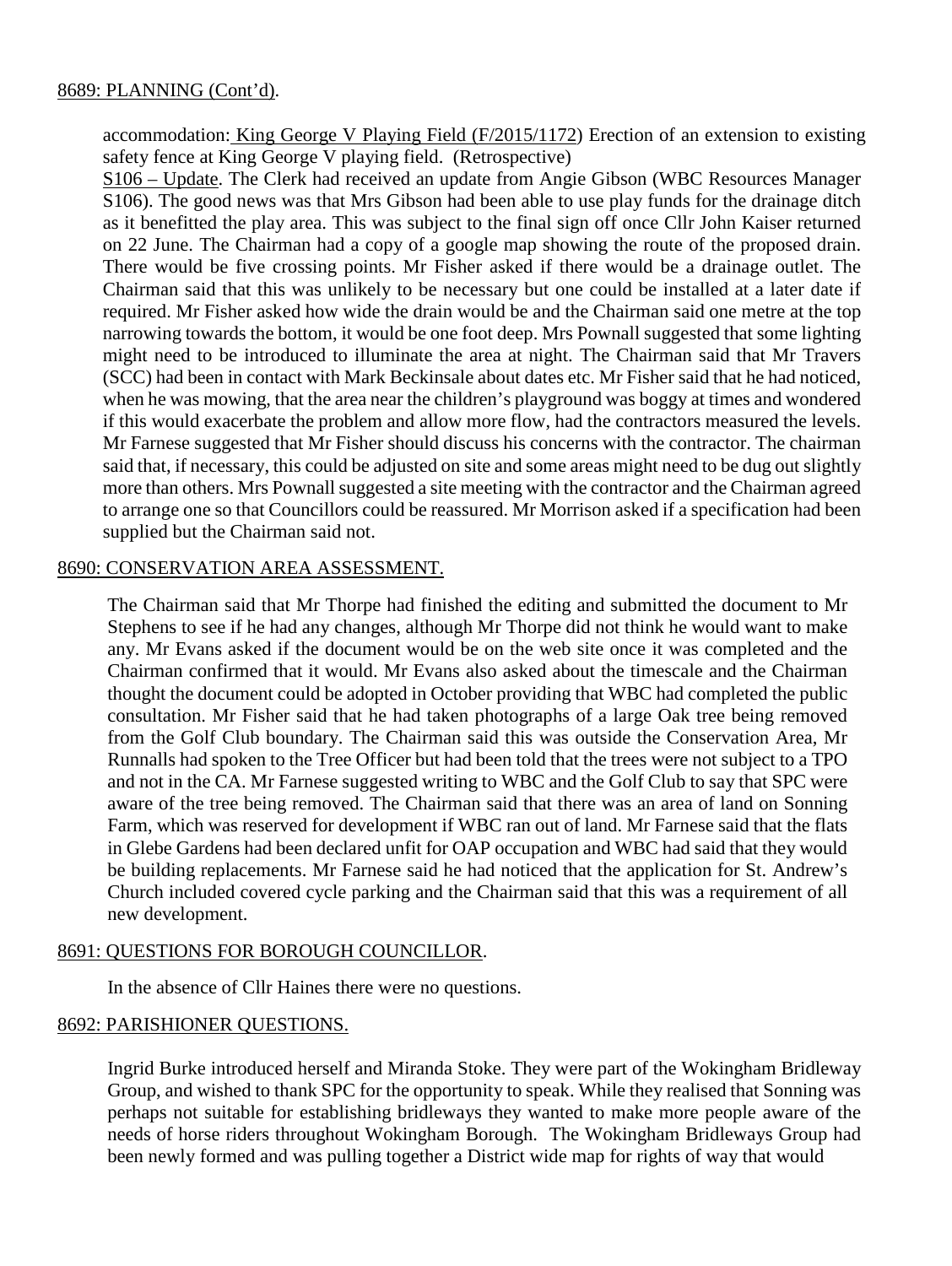8689: PLANNING (Cont'd).

accommodation: King George V Playing Field (F/2015/1172) Erection of an extension to existing safety fence at King George V playing field. (Retrospective)

S106 – Update. The Clerk had received an update from Angie Gibson (WBC Resources Manager S106). The good news was that Mrs Gibson had been able to use play funds for the drainage ditch as it benefitted the play area. This was subject to the final sign off once Cllr John Kaiser returned on 22 June. The Chairman had a copy of a google map showing the route of the proposed drain. There would be five crossing points. Mr Fisher asked if there would be a drainage outlet. The Chairman said that this was unlikely to be necessary but one could be installed at a later date if required. Mr Fisher asked how wide the drain would be and the Chairman said one metre at the top narrowing towards the bottom, it would be one foot deep. Mrs Pownall suggested that some lighting might need to be introduced to illuminate the area at night. The Chairman said that Mr Travers (SCC) had been in contact with Mark Beckinsale about dates etc. Mr Fisher said that he had noticed, when he was mowing, that the area near the children's playground was boggy at times and wondered if this would exacerbate the problem and allow more flow, had the contractors measured the levels. Mr Farnese suggested that Mr Fisher should discuss his concerns with the contractor. The chairman said that, if necessary, this could be adjusted on site and some areas might need to be dug out slightly more than others. Mrs Pownall suggested a site meeting with the contractor and the Chairman agreed to arrange one so that Councillors could be reassured. Mr Morrison asked if a specification had been supplied but the Chairman said not.

8690: CONSERVATION AREA ASSESSMENT.

The Chairman said that Mr Thorpe had finished the editing and submitted the document to Mr Stephens to see if he had any changes, although Mr Thorpe did not think he would want to make any. Mr Evans asked if the document would be on the web site once it was completed and the Chairman confirmed that it would. Mr Evans also asked about the timescale and the Chairman thought the document could be adopted in October providing that WBC had completed the public consultation. Mr Fisher said that he had taken photographs of a large Oak tree being removed from the Golf Club boundary. The Chairman said this was outside the Conservation Area, Mr Runnalls had spoken to the Tree Officer but had been told that the trees were not subject to a TPO and not in the CA. Mr Farnese suggested writing to WBC and the Golf Club to say that SPC were aware of the tree being removed. The Chairman said that there was an area of land on Sonning Farm, which was reserved for development if WBC ran out of land. Mr Farnese said that the flats in Glebe Gardens had been declared unfit for OAP occupation and WBC had said that they would be building replacements. Mr Farnese said he had noticed that the application for St. Andrew's Church included covered cycle parking and the Chairman said that this was a requirement of all new development.

8691: QUESTIONS FOR BOROUGH COUNCILLOR.

In the absence of Cllr Haines there were no questions.

8692: PARISHIONER QUESTIONS.

Ingrid Burke introduced herself and Miranda Stoke. They were part of the Wokingham Bridleway Group, and wished to thank SPC for the opportunity to speak. While they realised that Sonning was perhaps not suitable for establishing bridleways they wanted to make more people aware of the needs of horse riders throughout Wokingham Borough. The Wokingham Bridleways Group had been newly formed and was pulling together a District wide map for rights of way that would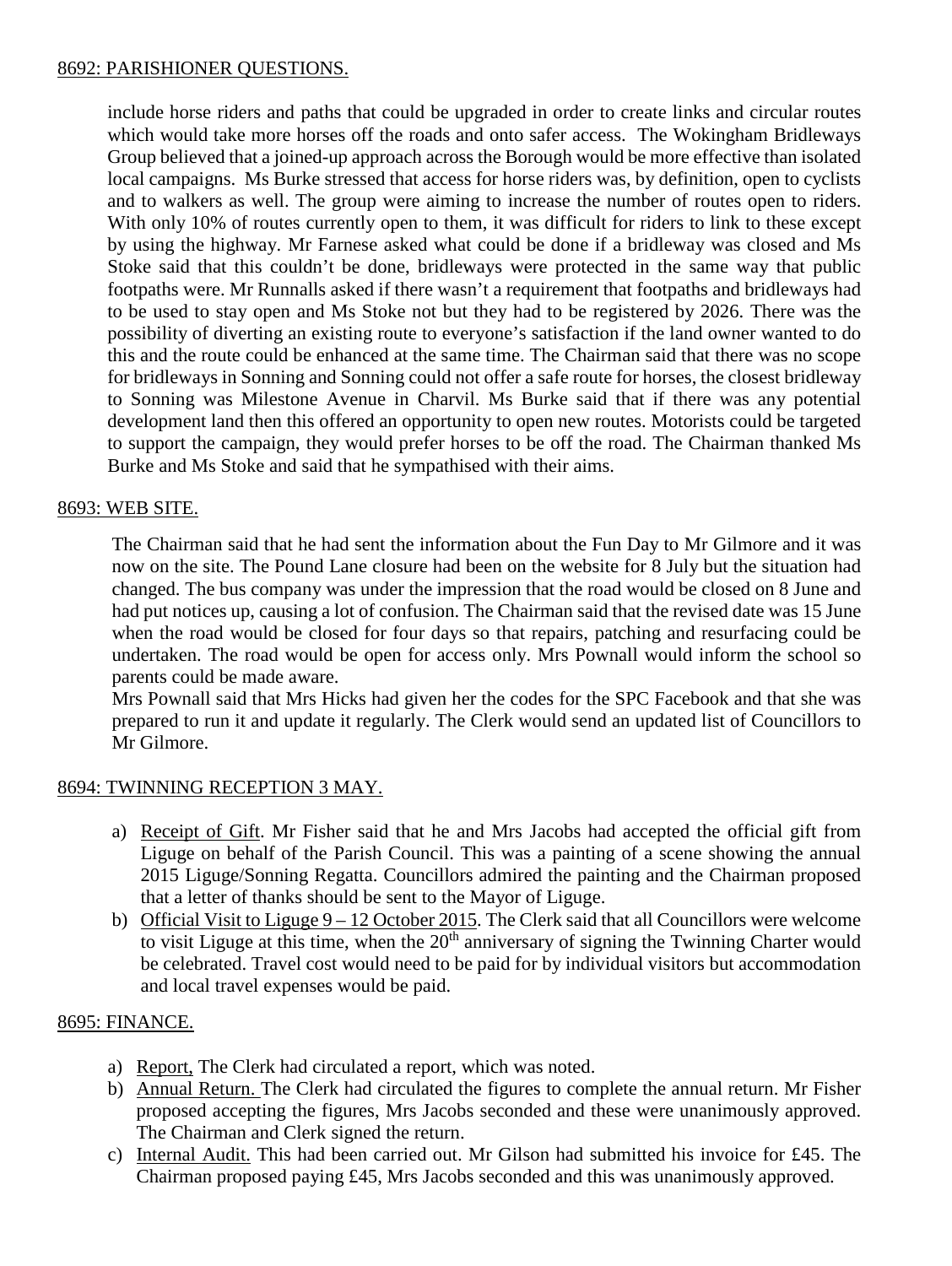8692: PARISHIONER QUESTIONS.

include horse riders and paths that could be upgraded in order to create links and circular routes which would take more horses off the roads and onto safer access. The Wokingham Bridleways Group believed that a joined-up approach across the Borough would be more effective than isolated local campaigns. Ms Burke stressed that access for horse riders was, by definition, open to cyclists and to walkers as well. The group were aiming to increase the number of routes open to riders. With only 10% of routes currently open to them, it was difficult for riders to link to these except by using the highway. Mr Farnese asked what could be done if a bridleway was closed and Ms Stoke said that this couldn't be done, bridleways were protected in the same way that public footpaths were. Mr Runnalls asked if there wasn't a requirement that footpaths and bridleways had to be used to stay open and Ms Stoke not but they had to be registered by 2026. There was the possibility of diverting an existing route to everyone's satisfaction if the land owner wanted to do this and the route could be enhanced at the same time. The Chairman said that there was no scope for bridleways in Sonning and Sonning could not offer a safe route for horses, the closest bridleway to Sonning was Milestone Avenue in Charvil. Ms Burke said that if there was any potential development land then this offered an opportunity to open new routes. Motorists could be targeted to support the campaign, they would prefer horses to be off the road. The Chairman thanked Ms Burke and Ms Stoke and said that he sympathised with their aims.

8693: WEB SITE.

The Chairman said that he had sent the information about the Fun Day to Mr Gilmore and it was now on the site. The Pound Lane closure had been on the website for 8 July but the situation had changed. The bus company was under the impression that the road would be closed on 8 June and had put notices up, causing a lot of confusion. The Chairman said that the revised date was 15 June when the road would be closed for four days so that repairs, patching and resurfacing could be undertaken. The road would be open for access only. Mrs Pownall would inform the school so parents could be made aware.

Mrs Pownall said that Mrs Hicks had given her the codes for the SPC Facebook and that she was prepared to run it and update it regularly. The Clerk would send an updated list of Councillors to Mr Gilmore.

8694: TWINNING RECEPTION 3 MAY.

a) Receipt of Gift. Mr Fisher said that he and Mrs Jacobs had accepted the official gift from Liguge on behalf of the Parish Council. This was a painting of a scene showing the annual 2015 Liguge/Sonning Regatta. Councillors admired the painting and the Chairman proposed that a letter of thanks should be sent to the Mayor of Liguge.
b) Official Visit to Liguge 9 – 12 October 2015. The Clerk said that all Councillors were welcome to visit Liguge at this time, when the 20th anniversary of signing the Twinning Charter would be celebrated. Travel cost would need to be paid for by individual visitors but accommodation and local travel expenses would be paid.

8695: FINANCE.

a) Report, The Clerk had circulated a report, which was noted.
b) Annual Return. The Clerk had circulated the figures to complete the annual return. Mr Fisher proposed accepting the figures, Mrs Jacobs seconded and these were unanimously approved. The Chairman and Clerk signed the return.
c) Internal Audit. This had been carried out. Mr Gilson had submitted his invoice for £45. The Chairman proposed paying £45, Mrs Jacobs seconded and this was unanimously approved.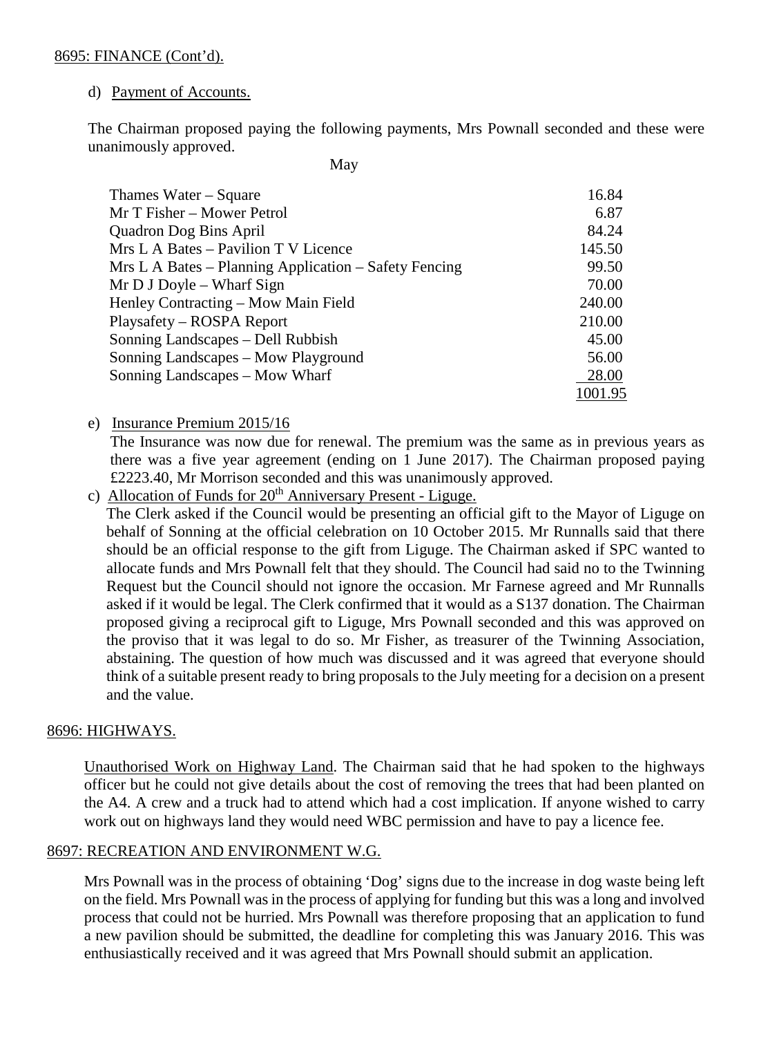8695: FINANCE (Cont'd).

d) Payment of Accounts.

The Chairman proposed paying the following payments, Mrs Pownall seconded and these were unanimously approved.

| | May |
|---|---:|
| Thames Water – Square | 16.84 |
| Mr T Fisher – Mower Petrol | 6.87 |
| Quadron Dog Bins April | 84.24 |
| Mrs L A Bates – Pavilion T V Licence | 145.50 |
| Mrs L A Bates – Planning Application – Safety Fencing | 99.50 |
| Mr D J Doyle – Wharf Sign | 70.00 |
| Henley Contracting – Mow Main Field | 240.00 |
| Playsafety – ROSPA Report | 210.00 |
| Sonning Landscapes – Dell Rubbish | 45.00 |
| Sonning Landscapes – Mow Playground | 56.00 |
| Sonning Landscapes – Mow Wharf | 28.00 |
| | 1001.95 |

e) Insurance Premium 2015/16

The Insurance was now due for renewal. The premium was the same as in previous years as there was a five year agreement (ending on 1 June 2017). The Chairman proposed paying £2223.40, Mr Morrison seconded and this was unanimously approved.

c) Allocation of Funds for 20th Anniversary Present - Liguge.

The Clerk asked if the Council would be presenting an official gift to the Mayor of Liguge on behalf of Sonning at the official celebration on 10 October 2015. Mr Runnalls said that there should be an official response to the gift from Liguge. The Chairman asked if SPC wanted to allocate funds and Mrs Pownall felt that they should. The Council had said no to the Twinning Request but the Council should not ignore the occasion. Mr Farnese agreed and Mr Runnalls asked if it would be legal. The Clerk confirmed that it would as a S137 donation. The Chairman proposed giving a reciprocal gift to Liguge, Mrs Pownall seconded and this was approved on the proviso that it was legal to do so. Mr Fisher, as treasurer of the Twinning Association, abstaining. The question of how much was discussed and it was agreed that everyone should think of a suitable present ready to bring proposals to the July meeting for a decision on a present and the value.

8696: HIGHWAYS.

Unauthorised Work on Highway Land. The Chairman said that he had spoken to the highways officer but he could not give details about the cost of removing the trees that had been planted on the A4. A crew and a truck had to attend which had a cost implication. If anyone wished to carry work out on highways land they would need WBC permission and have to pay a licence fee.

8697: RECREATION AND ENVIRONMENT W.G.

Mrs Pownall was in the process of obtaining 'Dog' signs due to the increase in dog waste being left on the field. Mrs Pownall was in the process of applying for funding but this was a long and involved process that could not be hurried. Mrs Pownall was therefore proposing that an application to fund a new pavilion should be submitted, the deadline for completing this was January 2016. This was enthusiastically received and it was agreed that Mrs Pownall should submit an application.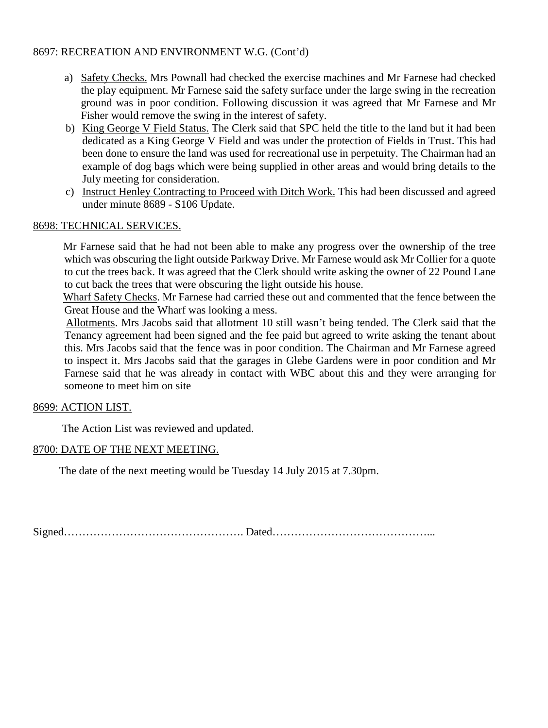8697: RECREATION AND ENVIRONMENT W.G. (Cont'd)

a) Safety Checks. Mrs Pownall had checked the exercise machines and Mr Farnese had checked the play equipment. Mr Farnese said the safety surface under the large swing in the recreation ground was in poor condition. Following discussion it was agreed that Mr Farnese and Mr Fisher would remove the swing in the interest of safety.
b) King George V Field Status. The Clerk said that SPC held the title to the land but it had been dedicated as a King George V Field and was under the protection of Fields in Trust. This had been done to ensure the land was used for recreational use in perpetuity. The Chairman had an example of dog bags which were being supplied in other areas and would bring details to the July meeting for consideration.
c) Instruct Henley Contracting to Proceed with Ditch Work. This had been discussed and agreed under minute 8689 - S106 Update.

8698: TECHNICAL SERVICES.

Mr Farnese said that he had not been able to make any progress over the ownership of the tree which was obscuring the light outside Parkway Drive. Mr Farnese would ask Mr Collier for a quote to cut the trees back. It was agreed that the Clerk should write asking the owner of 22 Pound Lane to cut back the trees that were obscuring the light outside his house.

Wharf Safety Checks. Mr Farnese had carried these out and commented that the fence between the Great House and the Wharf was looking a mess.

Allotments. Mrs Jacobs said that allotment 10 still wasn't being tended. The Clerk said that the Tenancy agreement had been signed and the fee paid but agreed to write asking the tenant about this. Mrs Jacobs said that the fence was in poor condition. The Chairman and Mr Farnese agreed to inspect it. Mrs Jacobs said that the garages in Glebe Gardens were in poor condition and Mr Farnese said that he was already in contact with WBC about this and they were arranging for someone to meet him on site

8699: ACTION LIST.

The Action List was reviewed and updated.

8700: DATE OF THE NEXT MEETING.

The date of the next meeting would be Tuesday 14 July 2015 at 7.30pm.

Signed…………………………………………. Dated……………………………………...